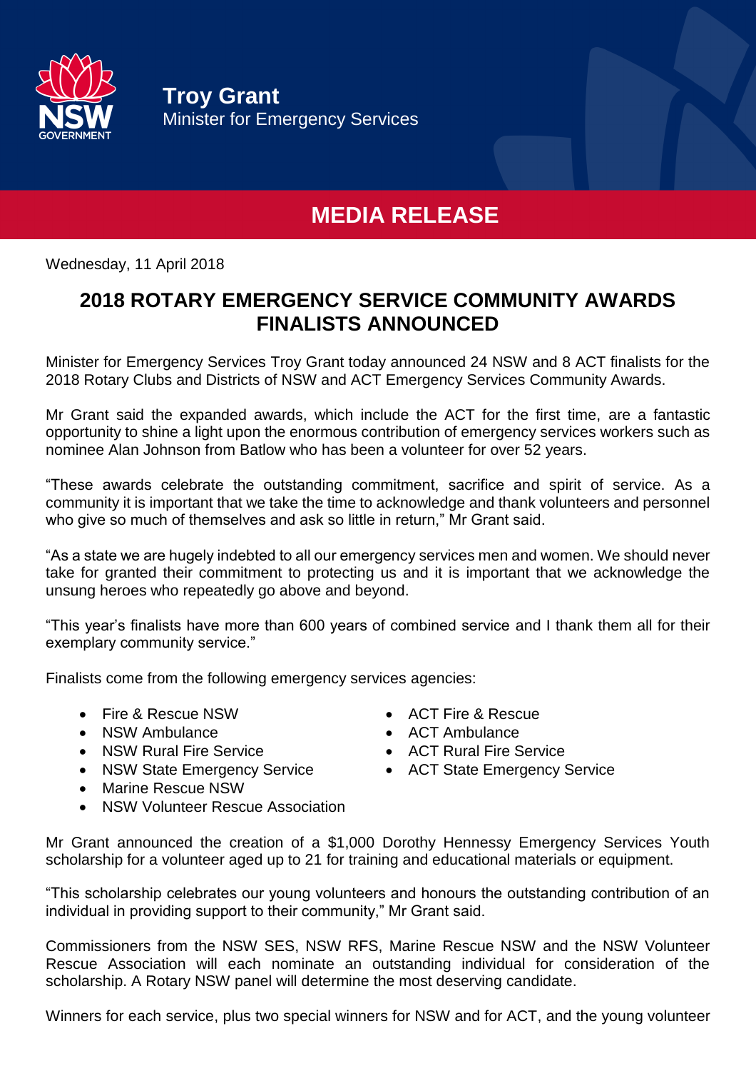**Troy Grant**
Minister for Emergency Services

# MEDIA RELEASE

Wednesday, 11 April 2018

## 2018 ROTARY EMERGENCY SERVICE COMMUNITY AWARDS FINALISTS ANNOUNCED

Minister for Emergency Services Troy Grant today announced 24 NSW and 8 ACT finalists for the 2018 Rotary Clubs and Districts of NSW and ACT Emergency Services Community Awards.

Mr Grant said the expanded awards, which include the ACT for the first time, are a fantastic opportunity to shine a light upon the enormous contribution of emergency services workers such as nominee Alan Johnson from Batlow who has been a volunteer for over 52 years.

"These awards celebrate the outstanding commitment, sacrifice and spirit of service. As a community it is important that we take the time to acknowledge and thank volunteers and personnel who give so much of themselves and ask so little in return," Mr Grant said.

"As a state we are hugely indebted to all our emergency services men and women. We should never take for granted their commitment to protecting us and it is important that we acknowledge the unsung heroes who repeatedly go above and beyond.

"This year's finalists have more than 600 years of combined service and I thank them all for their exemplary community service."

Finalists come from the following emergency services agencies:

- Fire & Rescue NSW
- NSW Ambulance
- NSW Rural Fire Service
- NSW State Emergency Service
- Marine Rescue NSW
- NSW Volunteer Rescue Association
- ACT Fire & Rescue
- ACT Ambulance
- ACT Rural Fire Service
- ACT State Emergency Service

Mr Grant announced the creation of a $1,000 Dorothy Hennessy Emergency Services Youth scholarship for a volunteer aged up to 21 for training and educational materials or equipment.

"This scholarship celebrates our young volunteers and honours the outstanding contribution of an individual in providing support to their community," Mr Grant said.

Commissioners from the NSW SES, NSW RFS, Marine Rescue NSW and the NSW Volunteer Rescue Association will each nominate an outstanding individual for consideration of the scholarship. A Rotary NSW panel will determine the most deserving candidate.

Winners for each service, plus two special winners for NSW and for ACT, and the young volunteer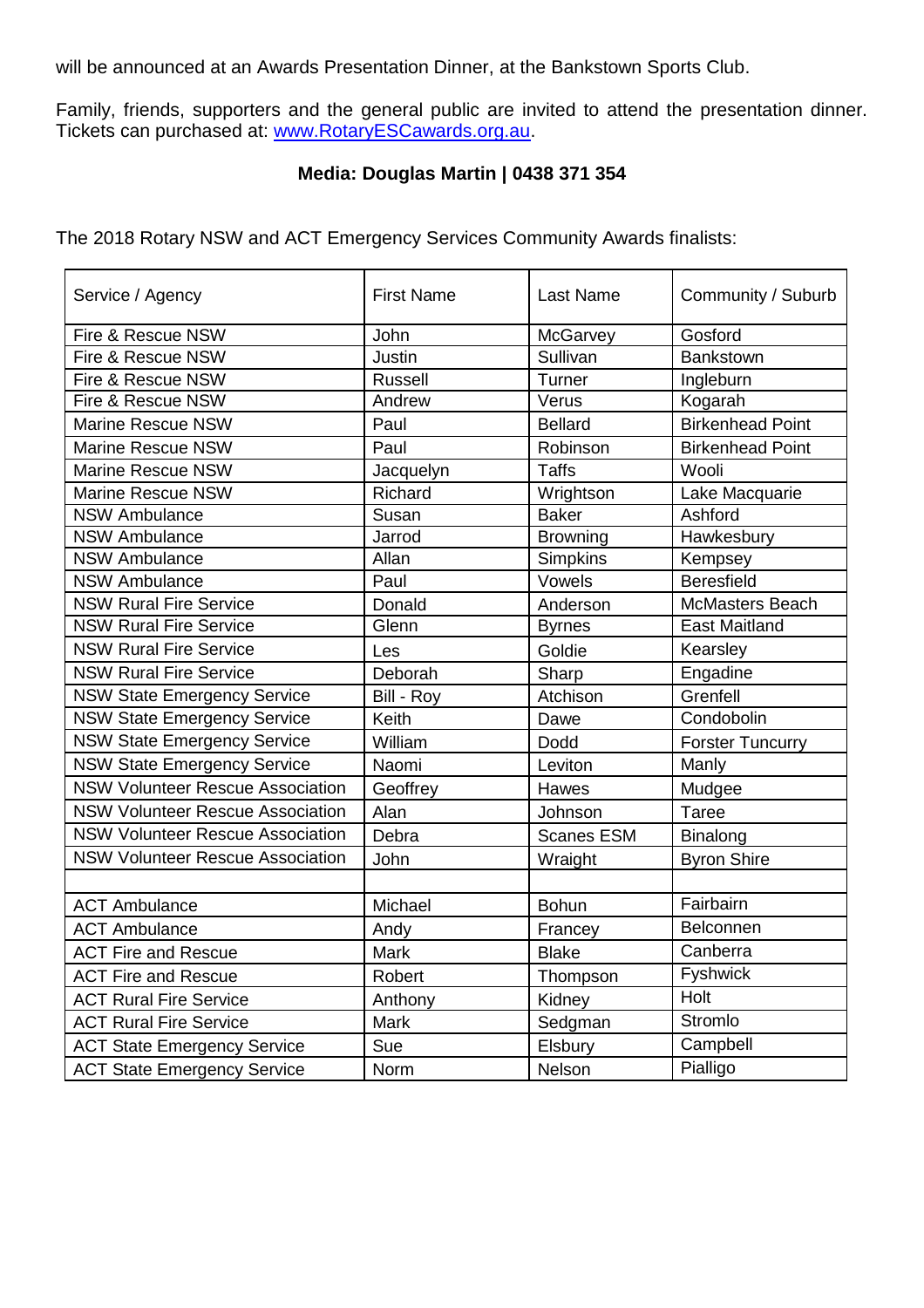will be announced at an Awards Presentation Dinner, at the Bankstown Sports Club.

Family, friends, supporters and the general public are invited to attend the presentation dinner. Tickets can purchased at: [www.RotaryESCawards.org.au](http://www.RotaryESCawards.org.au).

**Media: Douglas Martin | 0438 371 354**

The 2018 Rotary NSW and ACT Emergency Services Community Awards finalists:

| Service / Agency | First Name | Last Name | Community / Suburb |
|---|---|---|---|
| Fire & Rescue NSW | John | McGarvey | Gosford |
| Fire & Rescue NSW | Justin | Sullivan | Bankstown |
| Fire & Rescue NSW | Russell | Turner | Ingleburn |
| Fire & Rescue NSW | Andrew | Verus | Kogarah |
| Marine Rescue NSW | Paul | Bellard | Birkenhead Point |
| Marine Rescue NSW | Paul | Robinson | Birkenhead Point |
| Marine Rescue NSW | Jacquelyn | Taffs | Wooli |
| Marine Rescue NSW | Richard | Wrightson | Lake Macquarie |
| NSW Ambulance | Susan | Baker | Ashford |
| NSW Ambulance | Jarrod | Browning | Hawkesbury |
| NSW Ambulance | Allan | Simpkins | Kempsey |
| NSW Ambulance | Paul | Vowels | Beresfield |
| NSW Rural Fire Service | Donald | Anderson | McMasters Beach |
| NSW Rural Fire Service | Glenn | Byrnes | East Maitland |
| NSW Rural Fire Service | Les | Goldie | Kearsley |
| NSW Rural Fire Service | Deborah | Sharp | Engadine |
| NSW State Emergency Service | Bill - Roy | Atchison | Grenfell |
| NSW State Emergency Service | Keith | Dawe | Condobolin |
| NSW State Emergency Service | William | Dodd | Forster Tuncurry |
| NSW State Emergency Service | Naomi | Leviton | Manly |
| NSW Volunteer Rescue Association | Geoffrey | Hawes | Mudgee |
| NSW Volunteer Rescue Association | Alan | Johnson | Taree |
| NSW Volunteer Rescue Association | Debra | Scanes ESM | Binalong |
| NSW Volunteer Rescue Association | John | Wraight | Byron Shire |
| | | | |
| ACT Ambulance | Michael | Bohun | Fairbairn |
| ACT Ambulance | Andy | Francey | Belconnen |
| ACT Fire and Rescue | Mark | Blake | Canberra |
| ACT Fire and Rescue | Robert | Thompson | Fyshwick |
| ACT Rural Fire Service | Anthony | Kidney | Holt |
| ACT Rural Fire Service | Mark | Sedgman | Stromlo |
| ACT State Emergency Service | Sue | Elsbury | Campbell |
| ACT State Emergency Service | Norm | Nelson | Pialligo |